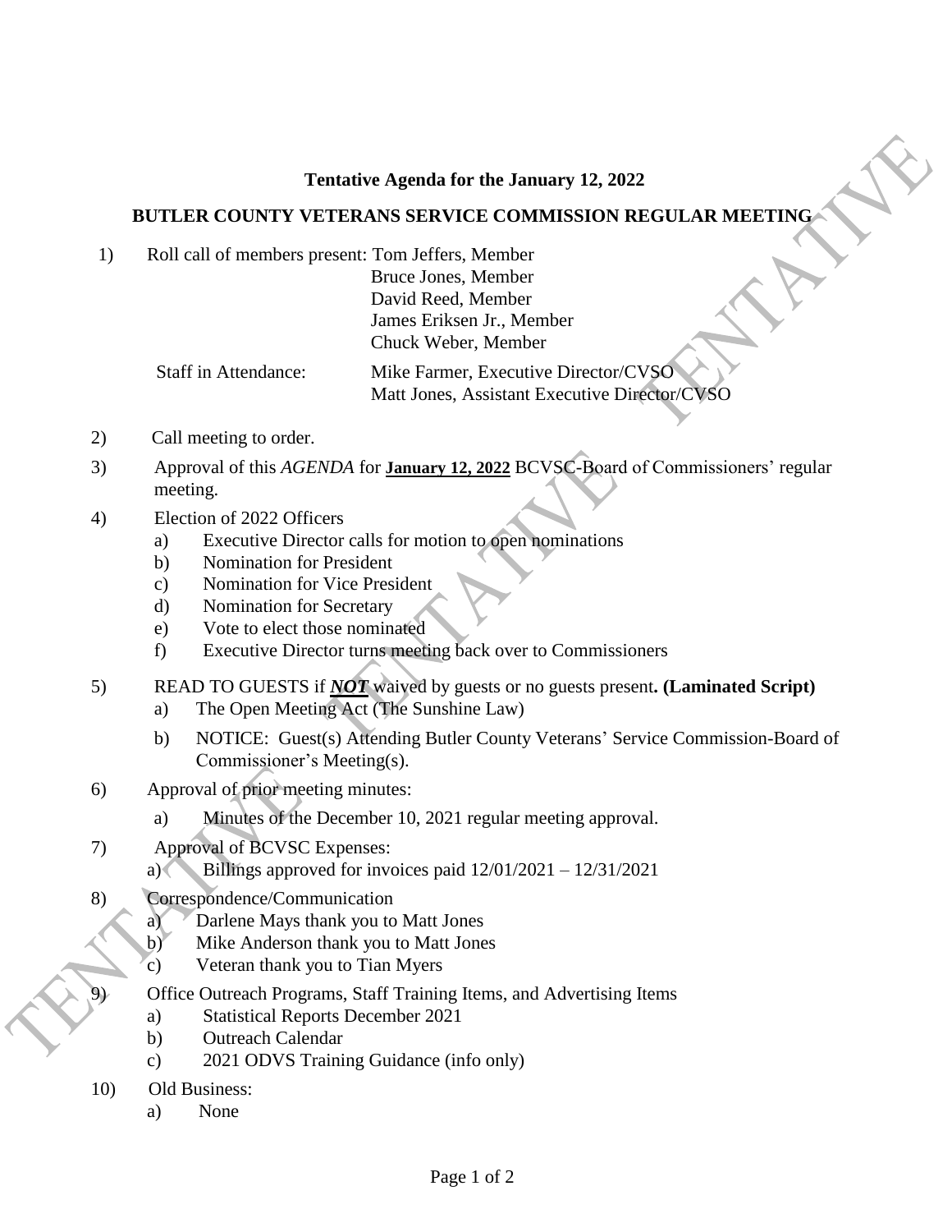**Tentative Agenda for the January 12, 2022**

**BUTLER COUNTY VETERANS SERVICE COMMISSION REGULAR MEETING**

1) Roll call of members present: Tom Jeffers, Member
   Bruce Jones, Member
   David Reed, Member
   James Eriksen Jr., Member
   Chuck Weber, Member

   Staff in Attendance: Mike Farmer, Executive Director/CVSO
   Matt Jones, Assistant Executive Director/CVSO

2) Call meeting to order.

3) Approval of this *AGENDA* for **January 12, 2022** BCVSC-Board of Commissioners' regular meeting.

4) Election of 2022 Officers
   a) Executive Director calls for motion to open nominations
   b) Nomination for President
   c) Nomination for Vice President
   d) Nomination for Secretary
   e) Vote to elect those nominated
   f) Executive Director turns meeting back over to Commissioners

5) READ TO GUESTS if ***NOT*** waived by guests or no guests present**. (Laminated Script)**
   a) The Open Meeting Act (The Sunshine Law)
   b) NOTICE: Guest(s) Attending Butler County Veterans' Service Commission-Board of Commissioner's Meeting(s).

6) Approval of prior meeting minutes:
   a) Minutes of the December 10, 2021 regular meeting approval.

7) Approval of BCVSC Expenses:
   a) Billings approved for invoices paid 12/01/2021 – 12/31/2021

8) Correspondence/Communication
   a) Darlene Mays thank you to Matt Jones
   b) Mike Anderson thank you to Matt Jones
   c) Veteran thank you to Tian Myers

9) Office Outreach Programs, Staff Training Items, and Advertising Items
   a) Statistical Reports December 2021
   b) Outreach Calendar
   c) 2021 ODVS Training Guidance (info only)

10) Old Business:
    a) None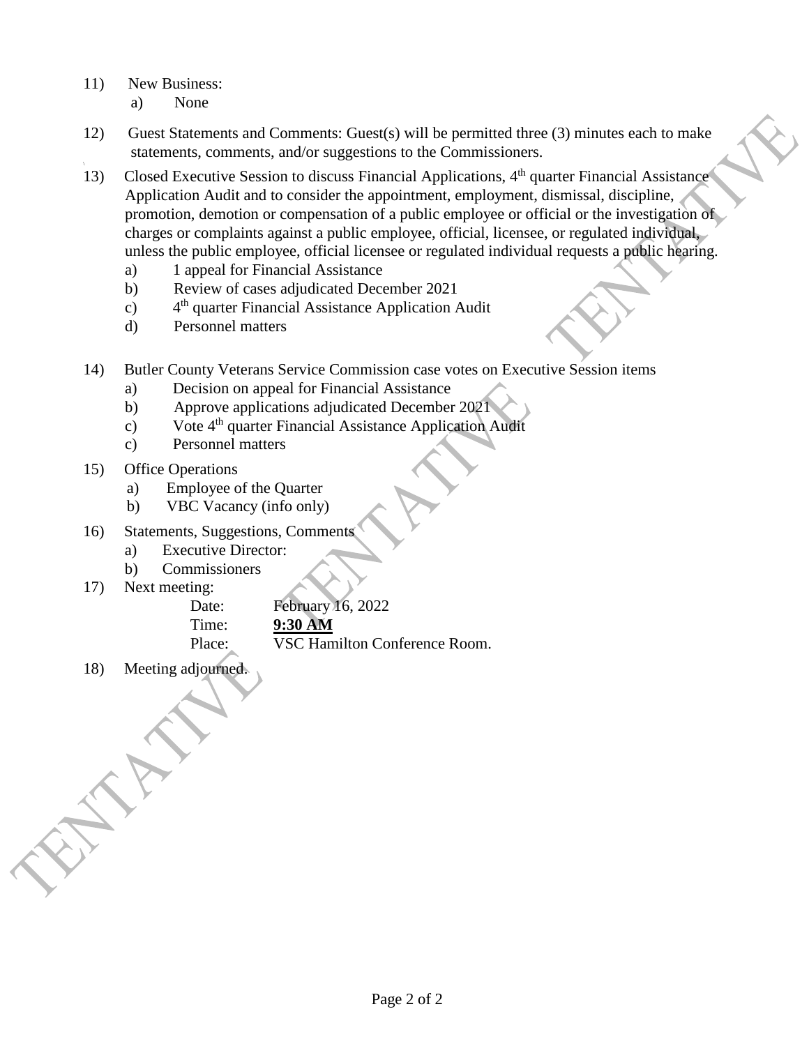11) New Business:
    a) None

12) Guest Statements and Comments: Guest(s) will be permitted three (3) minutes each to make statements, comments, and/or suggestions to the Commissioners.

13) Closed Executive Session to discuss Financial Applications, 4th quarter Financial Assistance Application Audit and to consider the appointment, employment, dismissal, discipline, promotion, demotion or compensation of a public employee or official or the investigation of charges or complaints against a public employee, official, licensee, or regulated individual, unless the public employee, official licensee or regulated individual requests a public hearing.
    a) 1 appeal for Financial Assistance
    b) Review of cases adjudicated December 2021
    c) 4th quarter Financial Assistance Application Audit
    d) Personnel matters

14) Butler County Veterans Service Commission case votes on Executive Session items
    a) Decision on appeal for Financial Assistance
    b) Approve applications adjudicated December 2021
    c) Vote 4th quarter Financial Assistance Application Audit
    c) Personnel matters

15) Office Operations
    a) Employee of the Quarter
    b) VBC Vacancy (info only)

16) Statements, Suggestions, Comments
    a) Executive Director:
    b) Commissioners

17) Next meeting:

    Date: February 16, 2022
    Time: **9:30 AM**
    Place: VSC Hamilton Conference Room.

18) Meeting adjourned.